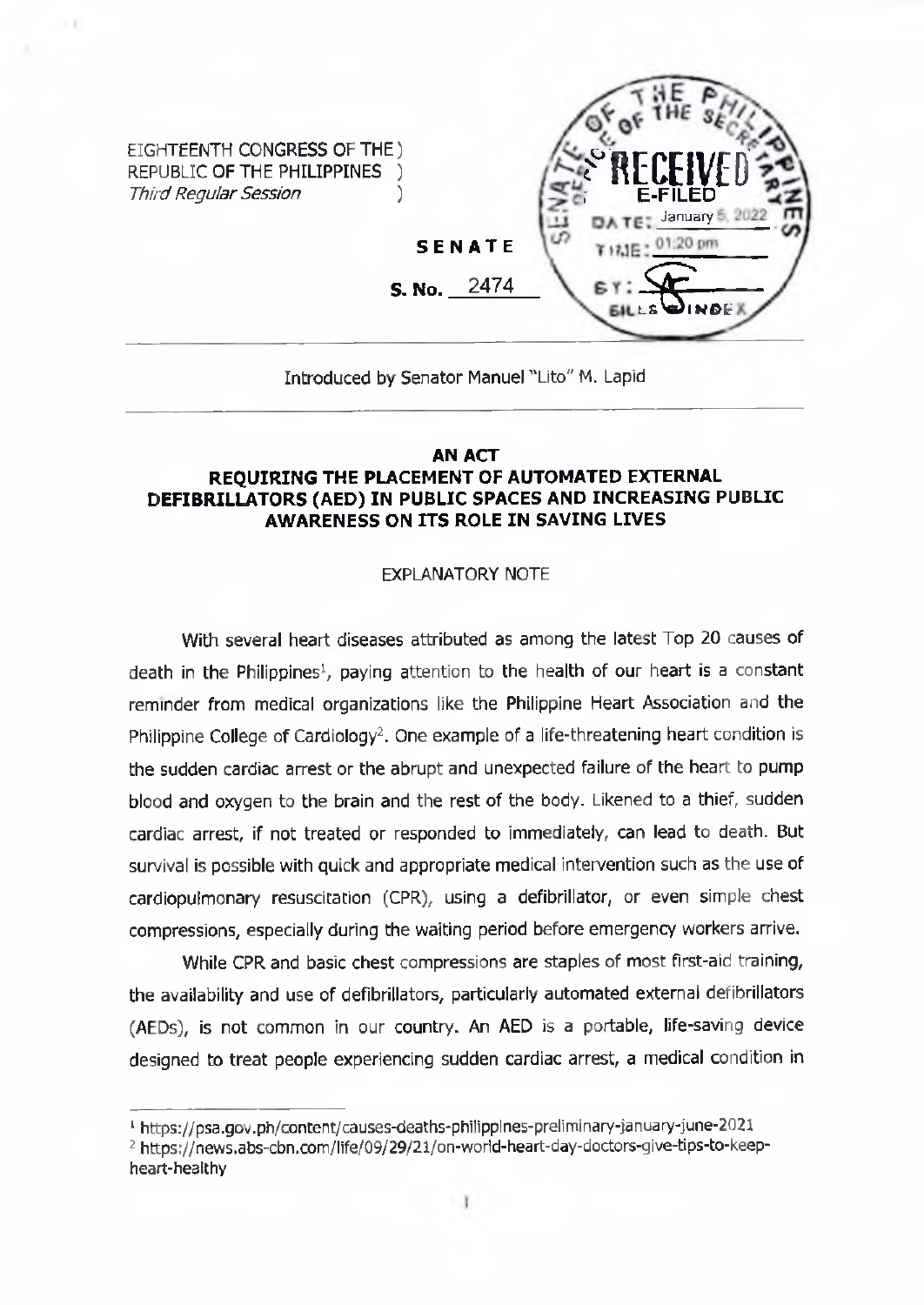EIGHTEENTH CONGRESS OF THE )
REPUBLIC OF THE PHILIPPINES )
*Third Regular Session* )

**SENATE**

**S. No. 2474**

Introduced by Senator Manuel "Lito" M. Lapid

---

**AN ACT**
**REQUIRING THE PLACEMENT OF AUTOMATED EXTERNAL DEFIBRILLATORS (AED) IN PUBLIC SPACES AND INCREASING PUBLIC AWARENESS ON ITS ROLE IN SAVING LIVES**

EXPLANATORY NOTE

With several heart diseases attributed as among the latest Top 20 causes of death in the Philippines[1], paying attention to the health of our heart is a constant reminder from medical organizations like the Philippine Heart Association and the Philippine College of Cardiology[2]. One example of a life-threatening heart condition is the sudden cardiac arrest or the abrupt and unexpected failure of the heart to pump blood and oxygen to the brain and the rest of the body. Likened to a thief, sudden cardiac arrest, if not treated or responded to immediately, can lead to death. But survival is possible with quick and appropriate medical intervention such as the use of cardiopulmonary resuscitation (CPR), using a defibrillator, or even simple chest compressions, especially during the waiting period before emergency workers arrive.

While CPR and basic chest compressions are staples of most first-aid training, the availability and use of defibrillators, particularly automated external defibrillators (AEDs), is not common in our country. An AED is a portable, life-saving device designed to treat people experiencing sudden cardiac arrest, a medical condition in

---

[1] https://psa.gov.ph/content/causes-deaths-philippines-preliminary-january-june-2021
[2] https://news.abs-cbn.com/life/09/29/21/on-world-heart-day-doctors-give-tips-to-keep-heart-healthy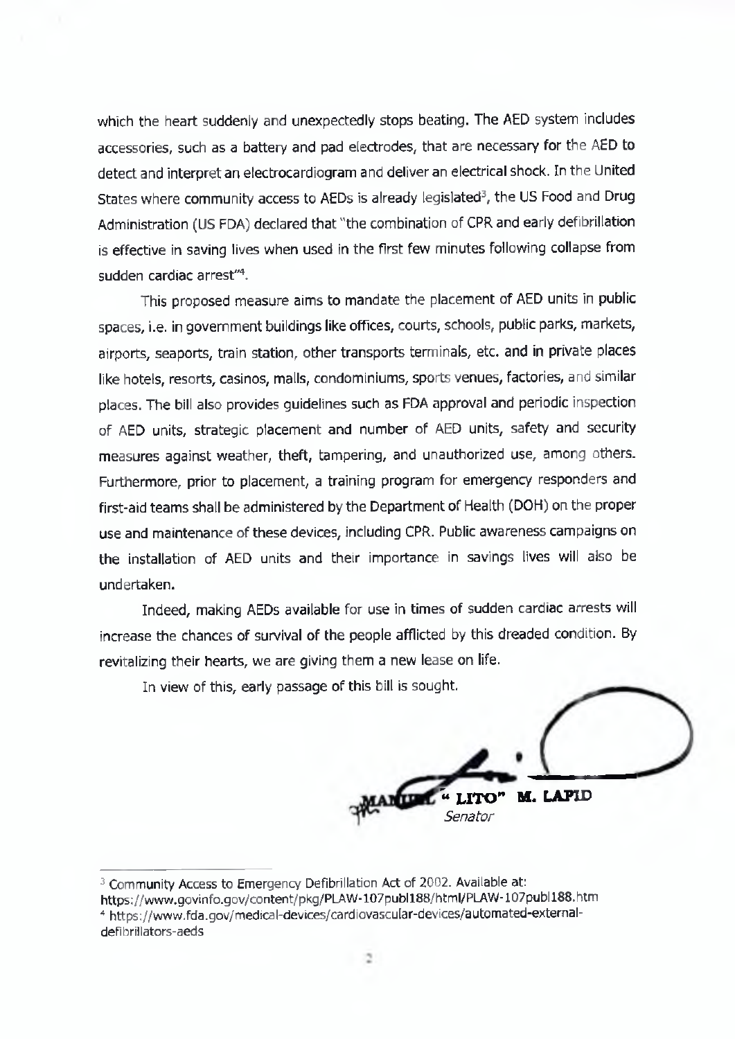which the heart suddenly and unexpectedly stops beating. The AED system includes accessories, such as a battery and pad electrodes, that are necessary for the AED to detect and interpret an electrocardiogram and deliver an electrical shock. In the United States where community access to AEDs is already legislated[3], the US Food and Drug Administration (US FDA) declared that "the combination of CPR and early defibrillation is effective in saving lives when used in the first few minutes following collapse from sudden cardiac arrest"[4].

This proposed measure aims to mandate the placement of AED units in public spaces, i.e. in government buildings like offices, courts, schools, public parks, markets, airports, seaports, train station, other transports terminals, etc. and in private places like hotels, resorts, casinos, malls, condominiums, sports venues, factories, and similar places. The bill also provides guidelines such as FDA approval and periodic inspection of AED units, strategic placement and number of AED units, safety and security measures against weather, theft, tampering, and unauthorized use, among others. Furthermore, prior to placement, a training program for emergency responders and first-aid teams shall be administered by the Department of Health (DOH) on the proper use and maintenance of these devices, including CPR. Public awareness campaigns on the installation of AED units and their importance in savings lives will also be undertaken.

Indeed, making AEDs available for use in times of sudden cardiac arrests will increase the chances of survival of the people afflicted by this dreaded condition. By revitalizing their hearts, we are giving them a new lease on life.

In view of this, early passage of this bill is sought.

**MANUEL "LITO" M. LAPID**
*Senator*

---

[3] Community Access to Emergency Defibrillation Act of 2002. Available at: https://www.govinfo.gov/content/pkg/PLAW-107publ188/html/PLAW-107publ188.htm

[4] https://www.fda.gov/medical-devices/cardiovascular-devices/automated-external-defibrillators-aeds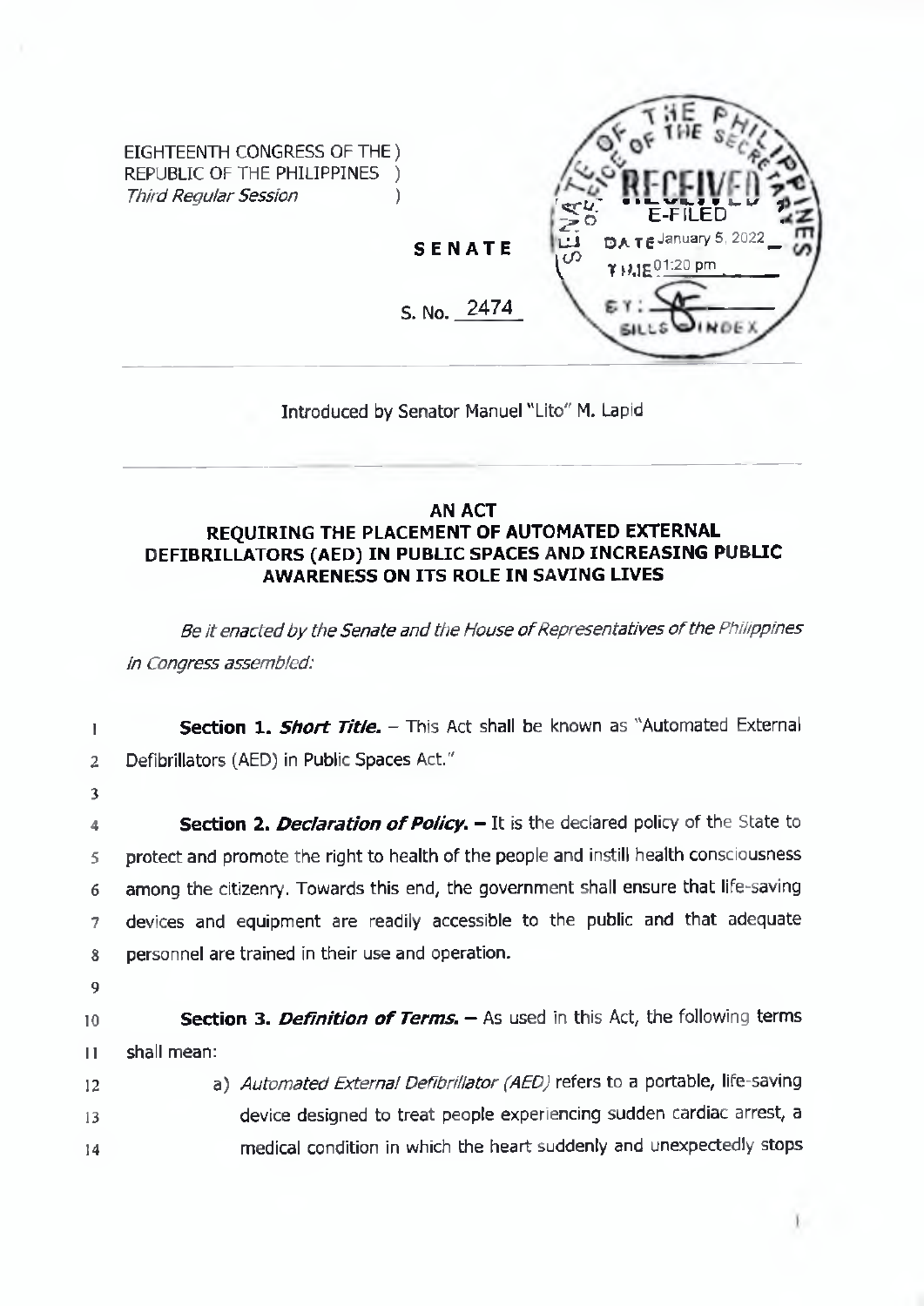EIGHTEENTH CONGRESS OF THE )
REPUBLIC OF THE PHILIPPINES )
*Third Regular Session* )

**SENATE**

S. No. 2474

RECEIVED
E-FILED
DATE January 5, 2022
TIME 01:20 pm
BY:
BILLS INDEX

Introduced by Senator Manuel "Lito" M. Lapid

**AN ACT**
**REQUIRING THE PLACEMENT OF AUTOMATED EXTERNAL DEFIBRILLATORS (AED) IN PUBLIC SPACES AND INCREASING PUBLIC AWARENESS ON ITS ROLE IN SAVING LIVES**

*Be it enacted by the Senate and the House of Representatives of the Philippines in Congress assembled:*

1 **Section 1.** ***Short Title.*** – This Act shall be known as "Automated External
2 Defibrillators (AED) in Public Spaces Act."
3
4 **Section 2.** ***Declaration of Policy.*** – It is the declared policy of the State to
5 protect and promote the right to health of the people and instill health consciousness
6 among the citizenry. Towards this end, the government shall ensure that life-saving
7 devices and equipment are readily accessible to the public and that adequate
8 personnel are trained in their use and operation.
9
10 **Section 3.** ***Definition of Terms.*** – As used in this Act, the following terms
11 shall mean:
12 a) *Automated External Defibrillator (AED)* refers to a portable, life-saving
13 device designed to treat people experiencing sudden cardiac arrest, a
14 medical condition in which the heart suddenly and unexpectedly stops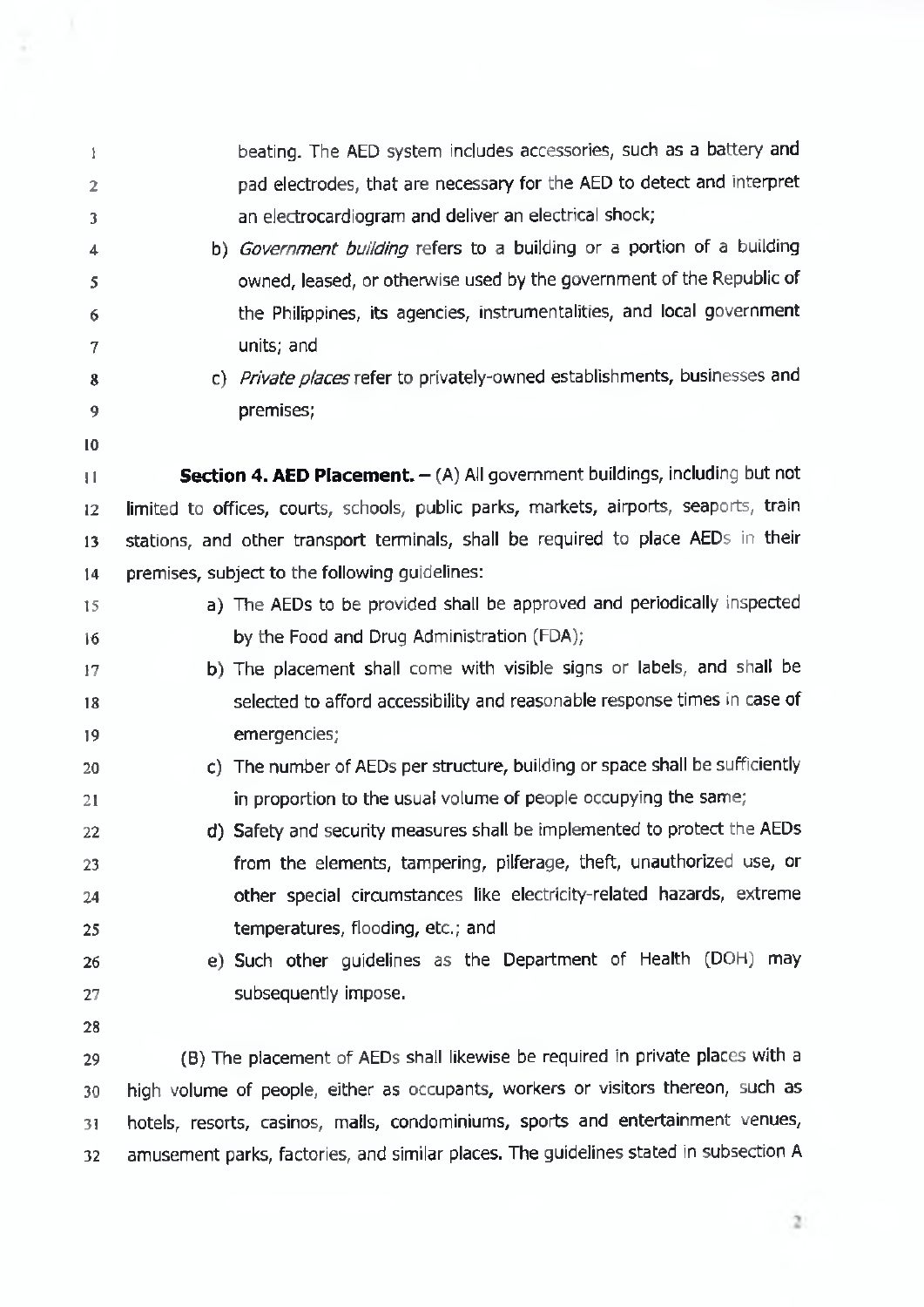beating. The AED system includes accessories, such as a battery and pad electrodes, that are necessary for the AED to detect and interpret an electrocardiogram and deliver an electrical shock;

b) *Government building* refers to a building or a portion of a building owned, leased, or otherwise used by the government of the Republic of the Philippines, its agencies, instrumentalities, and local government units; and

c) *Private places* refer to privately-owned establishments, businesses and premises;

**Section 4. AED Placement.** – (A) All government buildings, including but not limited to offices, courts, schools, public parks, markets, airports, seaports, train stations, and other transport terminals, shall be required to place AEDs in their premises, subject to the following guidelines:

a) The AEDs to be provided shall be approved and periodically inspected by the Food and Drug Administration (FDA);

b) The placement shall come with visible signs or labels, and shall be selected to afford accessibility and reasonable response times in case of emergencies;

c) The number of AEDs per structure, building or space shall be sufficiently in proportion to the usual volume of people occupying the same;

d) Safety and security measures shall be implemented to protect the AEDs from the elements, tampering, pilferage, theft, unauthorized use, or other special circumstances like electricity-related hazards, extreme temperatures, flooding, etc.; and

e) Such other guidelines as the Department of Health (DOH) may subsequently impose.

(B) The placement of AEDs shall likewise be required in private places with a high volume of people, either as occupants, workers or visitors thereon, such as hotels, resorts, casinos, malls, condominiums, sports and entertainment venues, amusement parks, factories, and similar places. The guidelines stated in subsection A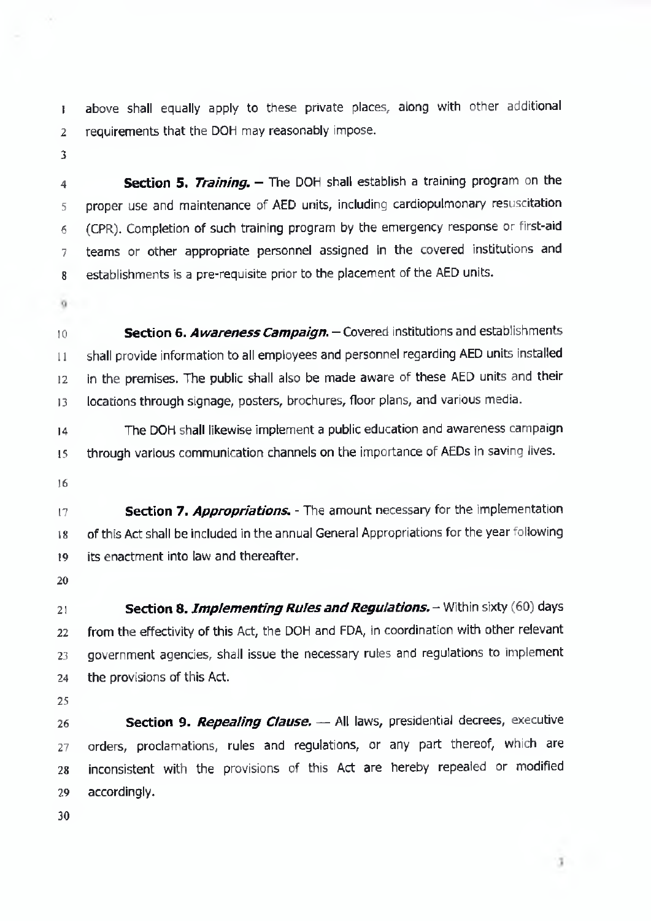above shall equally apply to these private places, along with other additional requirements that the DOH may reasonably impose.

**Section 5.** ***Training.*** **–** The DOH shall establish a training program on the proper use and maintenance of AED units, including cardiopulmonary resuscitation (CPR). Completion of such training program by the emergency response or first-aid teams or other appropriate personnel assigned in the covered institutions and establishments is a pre-requisite prior to the placement of the AED units.

**Section 6.** ***Awareness Campaign.*** – Covered institutions and establishments shall provide information to all employees and personnel regarding AED units installed in the premises. The public shall also be made aware of these AED units and their locations through signage, posters, brochures, floor plans, and various media.

The DOH shall likewise implement a public education and awareness campaign through various communication channels on the importance of AEDs in saving lives.

**Section 7.** ***Appropriations.*** - The amount necessary for the implementation of this Act shall be included in the annual General Appropriations for the year following its enactment into law and thereafter.

**Section 8.** ***Implementing Rules and Regulations.*** – Within sixty (60) days from the effectivity of this Act, the DOH and FDA, in coordination with other relevant government agencies, shall issue the necessary rules and regulations to implement the provisions of this Act.

**Section 9.** ***Repealing Clause.*** — All laws, presidential decrees, executive orders, proclamations, rules and regulations, or any part thereof, which are inconsistent with the provisions of this Act are hereby repealed or modified accordingly.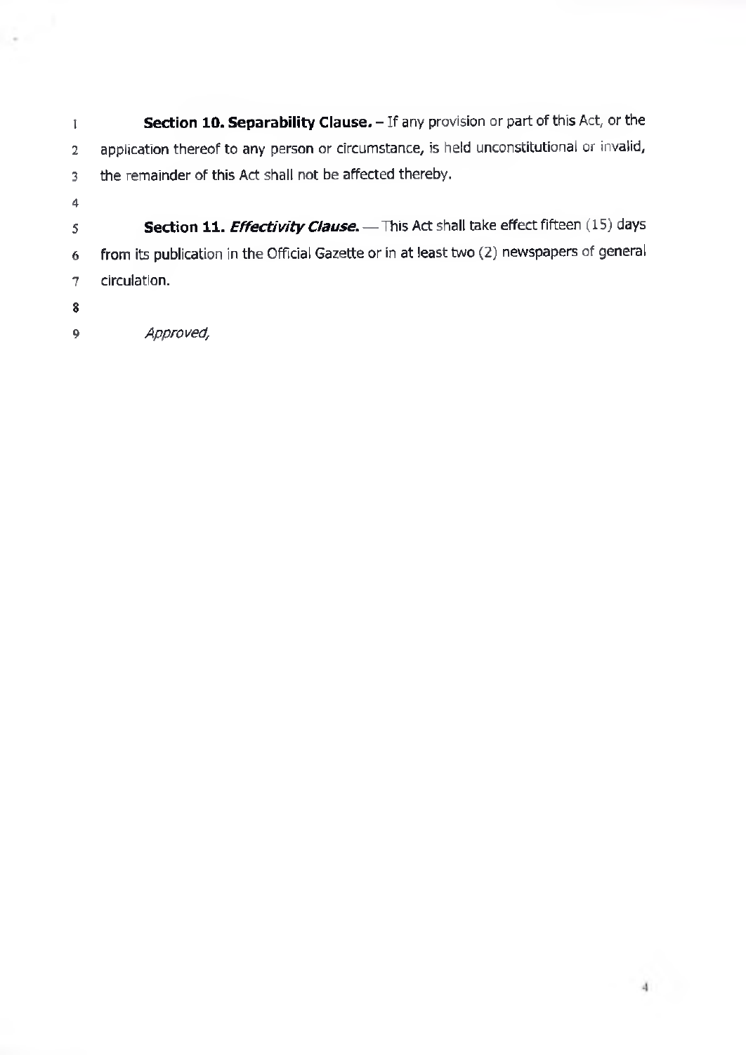**Section 10. Separability Clause.** – If any provision or part of this Act, or the application thereof to any person or circumstance, is held unconstitutional or invalid, the remainder of this Act shall not be affected thereby.

**Section 11. *Effectivity Clause.*** — This Act shall take effect fifteen (15) days from its publication in the Official Gazette or in at least two (2) newspapers of general circulation.

*Approved,*